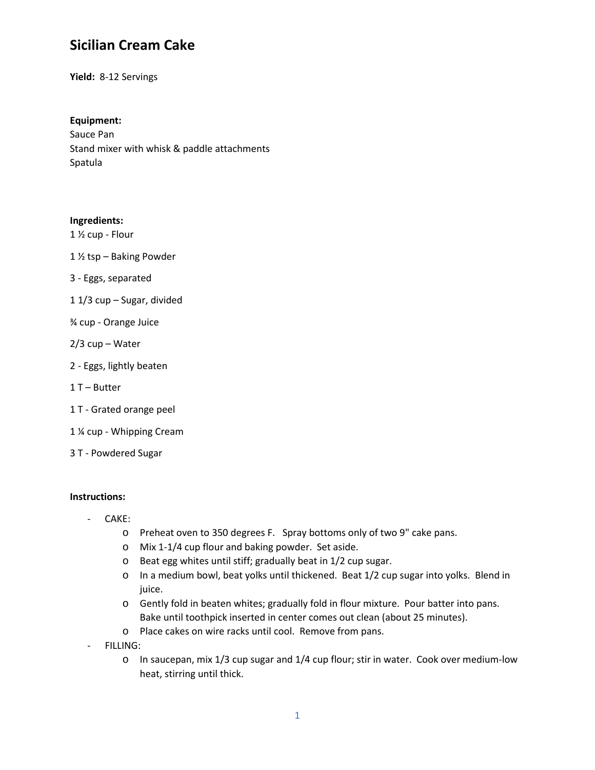# Sicilian Cream Cake

**Yield:** 8-12 Servings

**Equipment:**

Sauce Pan
Stand mixer with whisk & paddle attachments
Spatula

**Ingredients:**

1 ½ cup - Flour

1 ½ tsp – Baking Powder

3 - Eggs, separated

1 1/3 cup – Sugar, divided

¾ cup - Orange Juice

2/3 cup – Water

2 - Eggs, lightly beaten

1 T – Butter

1 T - Grated orange peel

1 ¼ cup - Whipping Cream

3 T - Powdered Sugar

**Instructions:**

- CAKE:
  - Preheat oven to 350 degrees F. Spray bottoms only of two 9" cake pans.
  - Mix 1-1/4 cup flour and baking powder. Set aside.
  - Beat egg whites until stiff; gradually beat in 1/2 cup sugar.
  - In a medium bowl, beat yolks until thickened. Beat 1/2 cup sugar into yolks. Blend in juice.
  - Gently fold in beaten whites; gradually fold in flour mixture. Pour batter into pans. Bake until toothpick inserted in center comes out clean (about 25 minutes).
  - Place cakes on wire racks until cool. Remove from pans.
- FILLING:
  - In saucepan, mix 1/3 cup sugar and 1/4 cup flour; stir in water. Cook over medium-low heat, stirring until thick.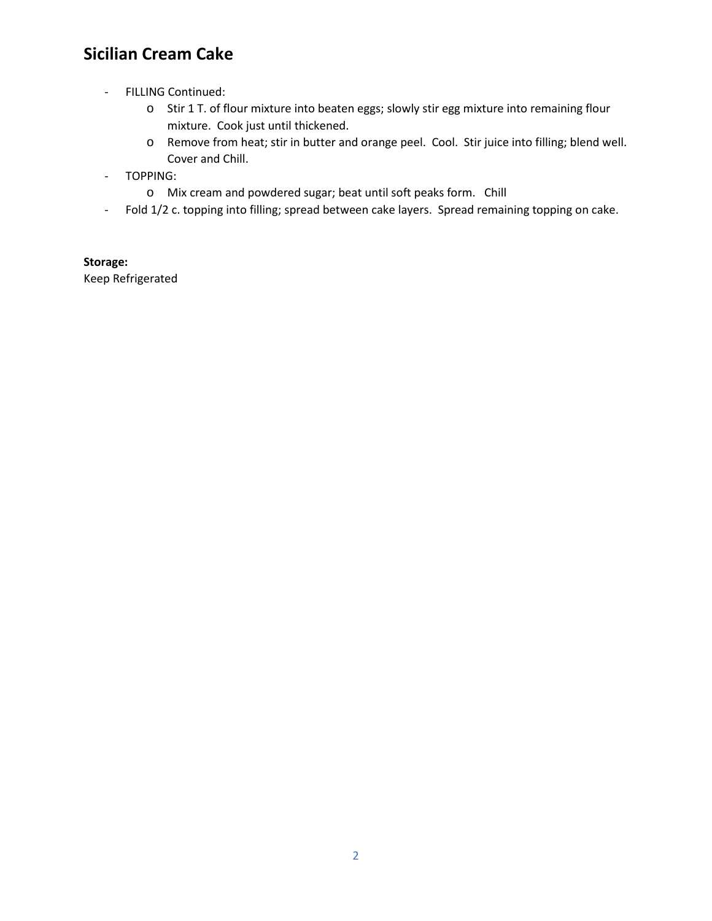# Sicilian Cream Cake

- FILLING Continued:
  - Stir 1 T. of flour mixture into beaten eggs; slowly stir egg mixture into remaining flour mixture. Cook just until thickened.
  - Remove from heat; stir in butter and orange peel. Cool. Stir juice into filling; blend well. Cover and Chill.
- TOPPING:
  - Mix cream and powdered sugar; beat until soft peaks form. Chill
- Fold 1/2 c. topping into filling; spread between cake layers. Spread remaining topping on cake.

**Storage:**
Keep Refrigerated